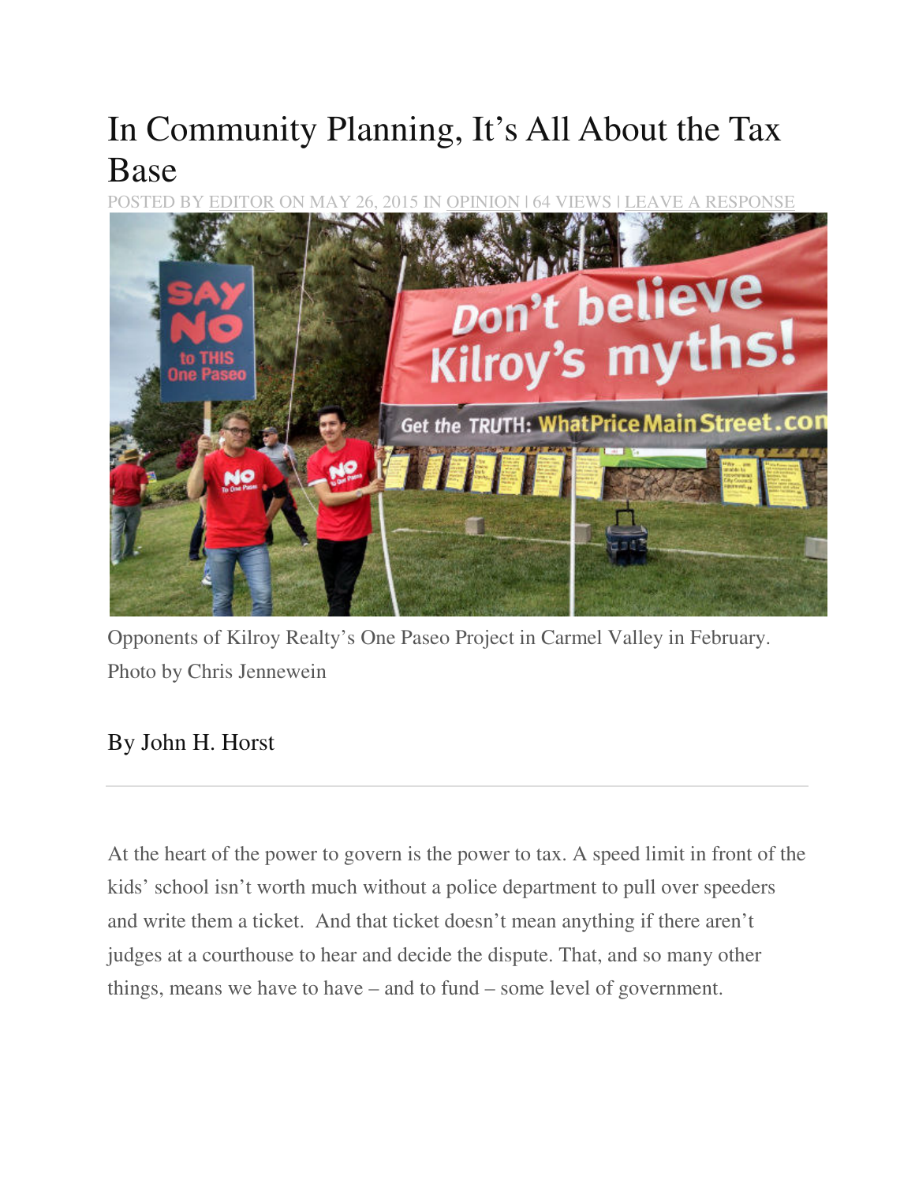# In Community Planning, It's All About the Tax Base

POSTED BY EDITOR ON MAY 26, 2015 IN OPINION | 64 VIEWS | LEAVE A RESPONSE

Opponents of Kilroy Realty's One Paseo Project in Carmel Valley in February. Photo by Chris Jennewein

By John H. Horst

---

At the heart of the power to govern is the power to tax. A speed limit in front of the kids' school isn't worth much without a police department to pull over speeders and write them a ticket. And that ticket doesn't mean anything if there aren't judges at a courthouse to hear and decide the dispute. That, and so many other things, means we have to have – and to fund – some level of government.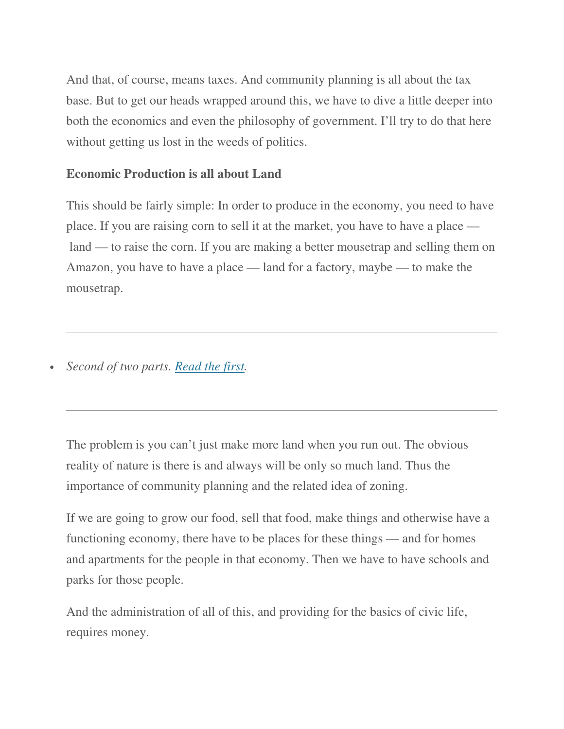And that, of course, means taxes. And community planning is all about the tax base. But to get our heads wrapped around this, we have to dive a little deeper into both the economics and even the philosophy of government. I'll try to do that here without getting us lost in the weeds of politics.

**Economic Production is all about Land**

This should be fairly simple: In order to produce in the economy, you need to have place. If you are raising corn to sell it at the market, you have to have a place — land — to raise the corn. If you are making a better mousetrap and selling them on Amazon, you have to have a place — land for a factory, maybe — to make the mousetrap.

---

- *Second of two parts. Read the first.*

---

The problem is you can't just make more land when you run out. The obvious reality of nature is there is and always will be only so much land. Thus the importance of community planning and the related idea of zoning.

If we are going to grow our food, sell that food, make things and otherwise have a functioning economy, there have to be places for these things — and for homes and apartments for the people in that economy. Then we have to have schools and parks for those people.

And the administration of all of this, and providing for the basics of civic life, requires money.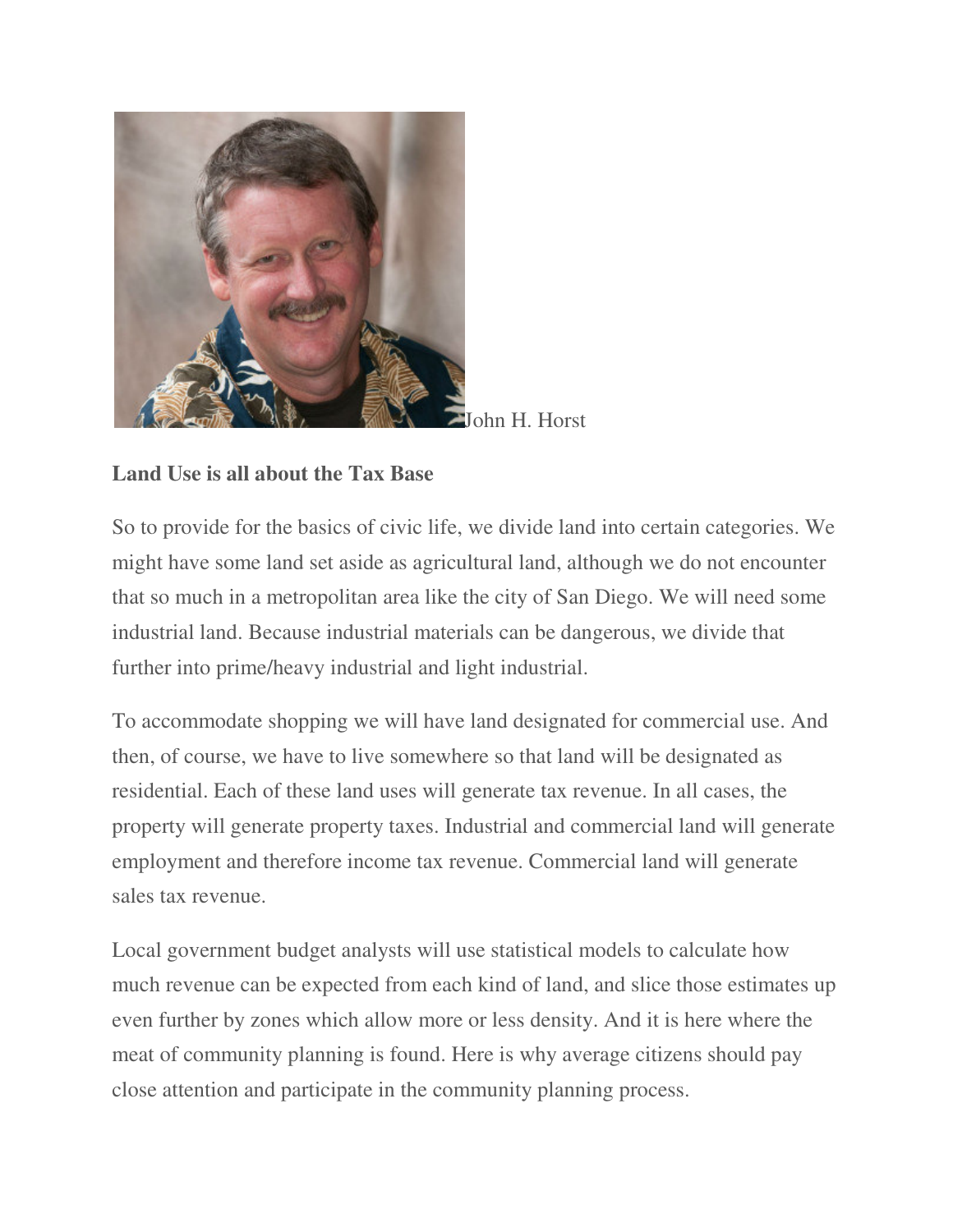John H. Horst

**Land Use is all about the Tax Base**

So to provide for the basics of civic life, we divide land into certain categories. We might have some land set aside as agricultural land, although we do not encounter that so much in a metropolitan area like the city of San Diego. We will need some industrial land. Because industrial materials can be dangerous, we divide that further into prime/heavy industrial and light industrial.

To accommodate shopping we will have land designated for commercial use. And then, of course, we have to live somewhere so that land will be designated as residential. Each of these land uses will generate tax revenue. In all cases, the property will generate property taxes. Industrial and commercial land will generate employment and therefore income tax revenue. Commercial land will generate sales tax revenue.

Local government budget analysts will use statistical models to calculate how much revenue can be expected from each kind of land, and slice those estimates up even further by zones which allow more or less density. And it is here where the meat of community planning is found. Here is why average citizens should pay close attention and participate in the community planning process.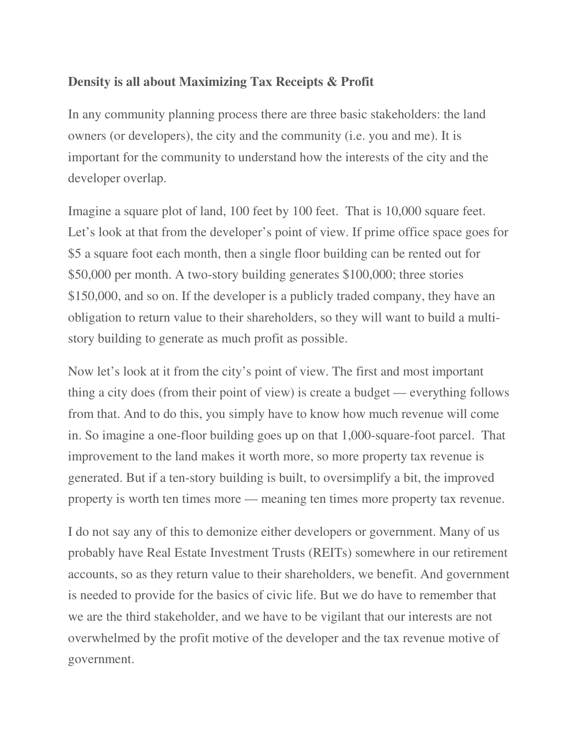**Density is all about Maximizing Tax Receipts & Profit**

In any community planning process there are three basic stakeholders: the land owners (or developers), the city and the community (i.e. you and me). It is important for the community to understand how the interests of the city and the developer overlap.

Imagine a square plot of land, 100 feet by 100 feet. That is 10,000 square feet. Let's look at that from the developer's point of view. If prime office space goes for $5 a square foot each month, then a single floor building can be rented out for $50,000 per month. A two-story building generates $100,000; three stories $150,000, and so on. If the developer is a publicly traded company, they have an obligation to return value to their shareholders, so they will want to build a multi-story building to generate as much profit as possible.

Now let's look at it from the city's point of view. The first and most important thing a city does (from their point of view) is create a budget — everything follows from that. And to do this, you simply have to know how much revenue will come in. So imagine a one-floor building goes up on that 1,000-square-foot parcel. That improvement to the land makes it worth more, so more property tax revenue is generated. But if a ten-story building is built, to oversimplify a bit, the improved property is worth ten times more — meaning ten times more property tax revenue.

I do not say any of this to demonize either developers or government. Many of us probably have Real Estate Investment Trusts (REITs) somewhere in our retirement accounts, so as they return value to their shareholders, we benefit. And government is needed to provide for the basics of civic life. But we do have to remember that we are the third stakeholder, and we have to be vigilant that our interests are not overwhelmed by the profit motive of the developer and the tax revenue motive of government.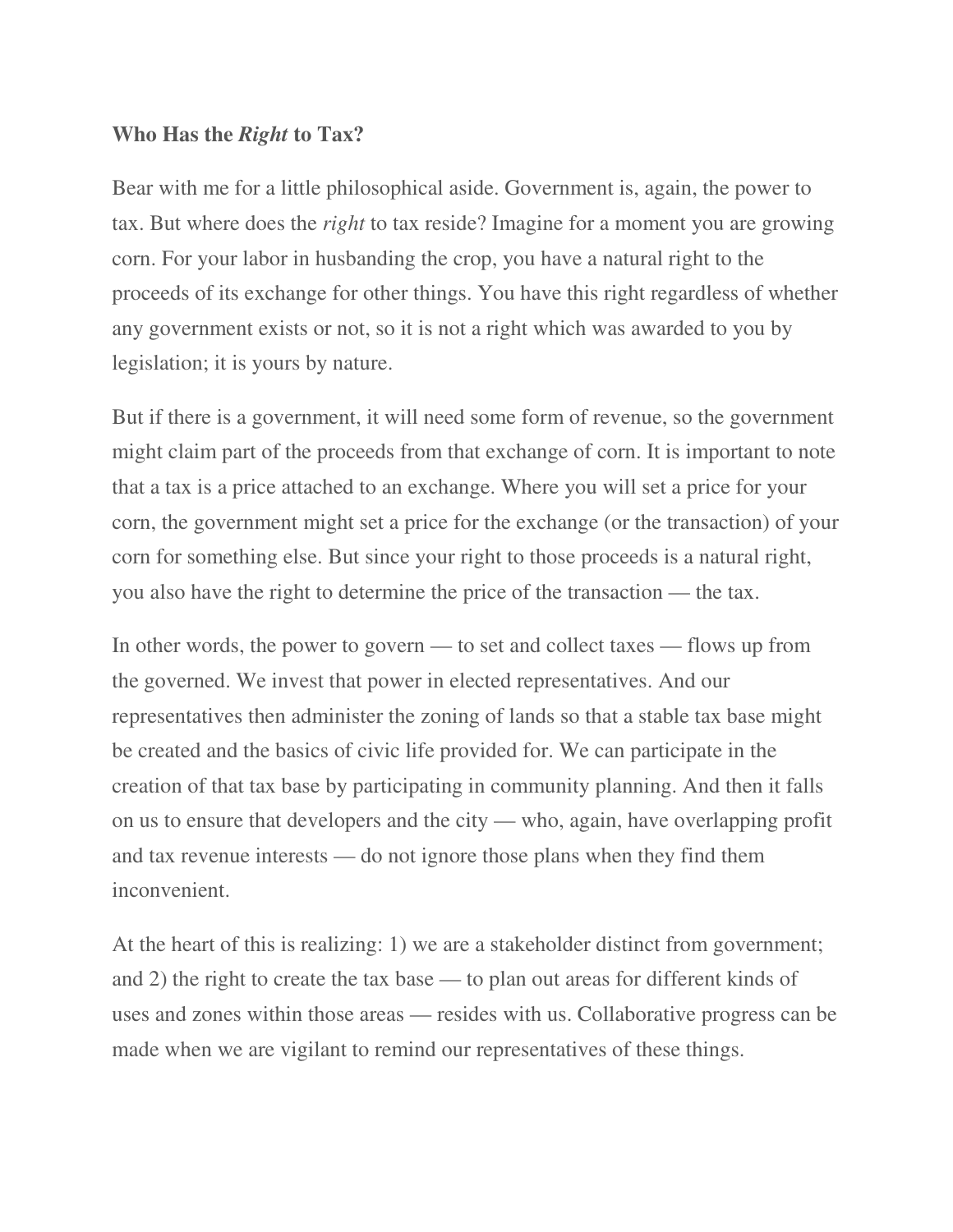**Who Has the *Right* to Tax?**

Bear with me for a little philosophical aside. Government is, again, the power to tax. But where does the *right* to tax reside? Imagine for a moment you are growing corn. For your labor in husbanding the crop, you have a natural right to the proceeds of its exchange for other things. You have this right regardless of whether any government exists or not, so it is not a right which was awarded to you by legislation; it is yours by nature.

But if there is a government, it will need some form of revenue, so the government might claim part of the proceeds from that exchange of corn. It is important to note that a tax is a price attached to an exchange. Where you will set a price for your corn, the government might set a price for the exchange (or the transaction) of your corn for something else. But since your right to those proceeds is a natural right, you also have the right to determine the price of the transaction — the tax.

In other words, the power to govern — to set and collect taxes — flows up from the governed. We invest that power in elected representatives. And our representatives then administer the zoning of lands so that a stable tax base might be created and the basics of civic life provided for. We can participate in the creation of that tax base by participating in community planning. And then it falls on us to ensure that developers and the city — who, again, have overlapping profit and tax revenue interests — do not ignore those plans when they find them inconvenient.

At the heart of this is realizing: 1) we are a stakeholder distinct from government; and 2) the right to create the tax base — to plan out areas for different kinds of uses and zones within those areas — resides with us. Collaborative progress can be made when we are vigilant to remind our representatives of these things.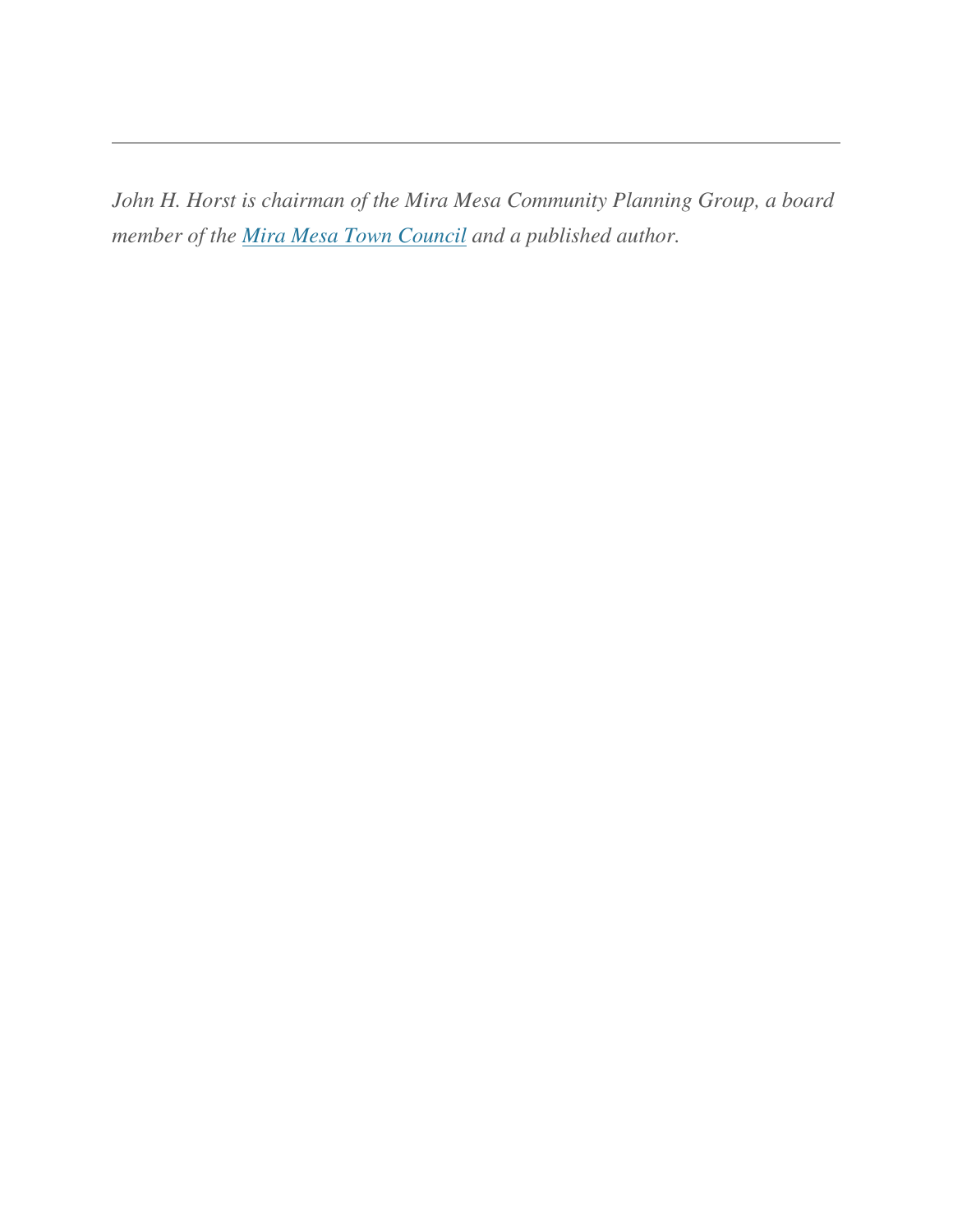---

*John H. Horst is chairman of the Mira Mesa Community Planning Group, a board member of the Mira Mesa Town Council and a published author.*